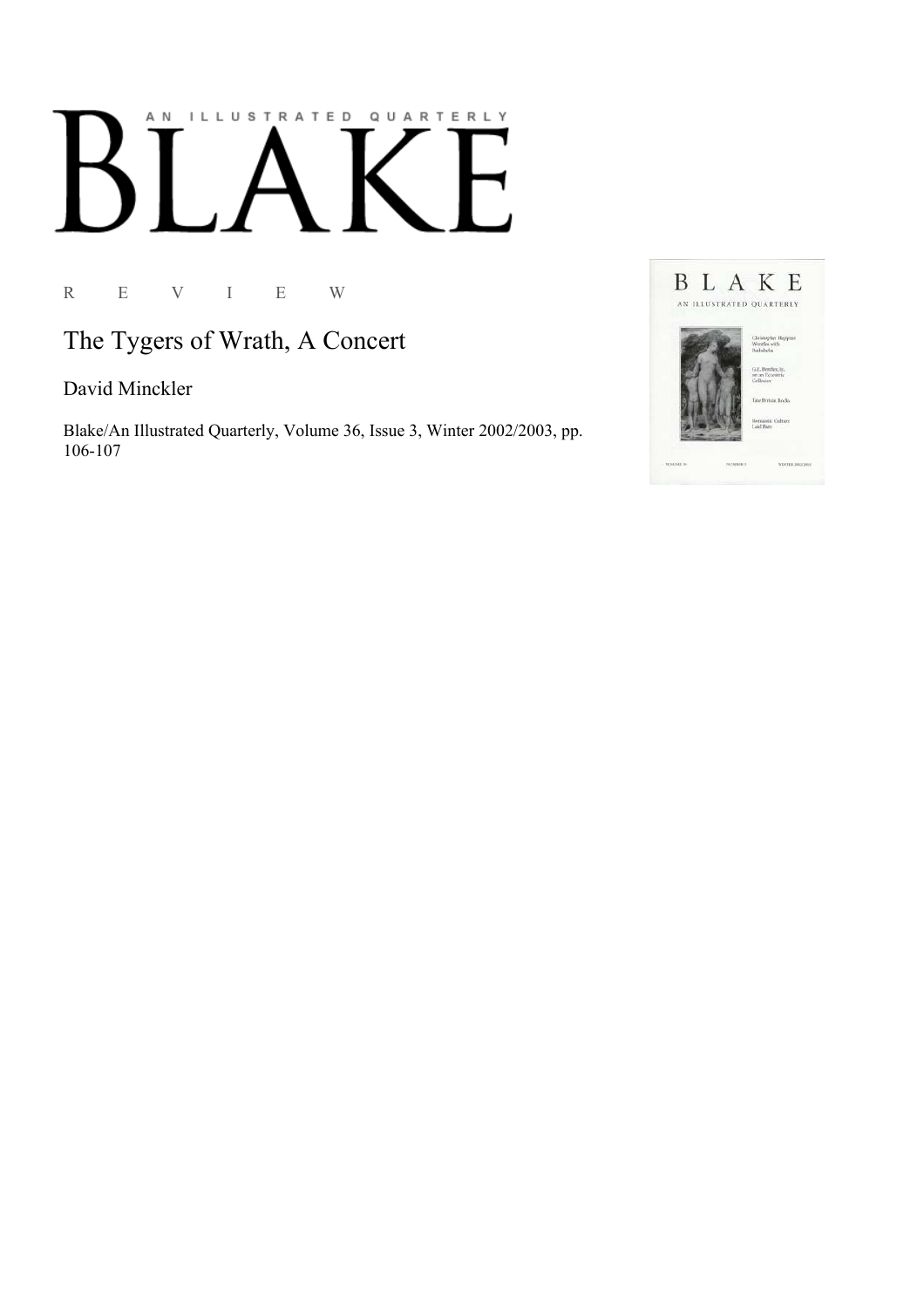# AN ILLUSTRATED QUARTERLY BLAKE

R E V I E W

## The Tygers of Wrath, A Concert

David Minckler

Blake/An Illustrated Quarterly, Volume 36, Issue 3, Winter 2002/2003, pp. 106-107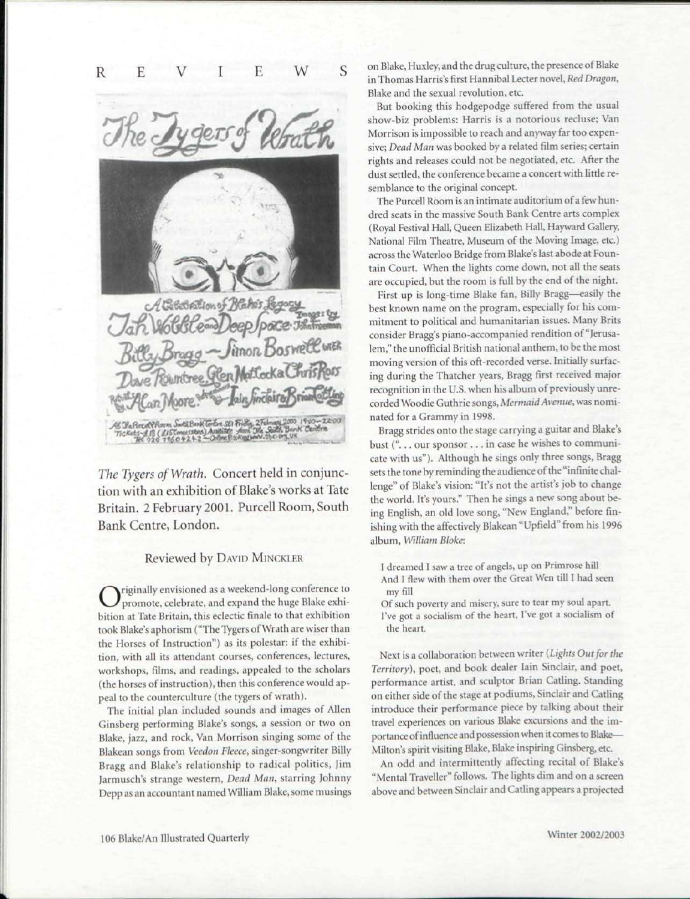# REVIEWS

*The Tygers of Wrath.* Concert held in conjunction with an exhibition of Blake's works at Tate Britain. 2 February 2001. Purcell Room, South Bank Centre, London.

Reviewed by David Minckler

Originally envisioned as a weekend-long conference to promote, celebrate, and expand the huge Blake exhibition at Tate Britain, this eclectic finale to that exhibition took Blake's aphorism ("The Tygers of Wrath are wiser than the Horses of Instruction") as its polestar: if the exhibition, with all its attendant courses, conferences, lectures, workshops, films, and readings, appealed to the scholars (the horses of instruction), then this conference would appeal to the counterculture (the tygers of wrath).

The initial plan included sounds and images of Allen Ginsberg performing Blake's songs, a session or two on Blake, jazz, and rock, Van Morrison singing some of the Blakean songs from *Veedon Fleece*, singer-songwriter Billy Bragg and Blake's relationship to radical politics, Jim Jarmusch's strange western, *Dead Man*, starring Johnny Depp as an accountant named William Blake, some musings on Blake, Huxley, and the drug culture, the presence of Blake in Thomas Harris's first Hannibal Lecter novel, *Red Dragon*, Blake and the sexual revolution, etc.

But booking this hodgepodge suffered from the usual show-biz problems: Harris is a notorious recluse; Van Morrison is impossible to reach and anyway far too expensive; *Dead Man* was booked by a related film series; certain rights and releases could not be negotiated, etc. After the dust settled, the conference became a concert with little resemblance to the original concept.

The Purcell Room is an intimate auditorium of a few hundred seats in the massive South Bank Centre arts complex (Royal Festival Hall, Queen Elizabeth Hall, Hayward Gallery, National Film Theatre, Museum of the Moving Image, etc.) across the Waterloo Bridge from Blake's last abode at Fountain Court. When the lights come down, not all the seats are occupied, but the room is full by the end of the night.

First up is long-time Blake fan, Billy Bragg—easily the best known name on the program, especially for his commitment to political and humanitarian issues. Many Brits consider Bragg's piano-accompanied rendition of "Jerusalem," the unofficial British national anthem, to be the most moving version of this oft-recorded verse. Initially surfacing during the Thatcher years, Bragg first received major recognition in the U.S. when his album of previously unrecorded Woodie Guthrie songs, *Mermaid Avenue*, was nominated for a Grammy in 1998.

Bragg strides onto the stage carrying a guitar and Blake's bust ("... our sponsor ... in case he wishes to communicate with us"). Although he sings only three songs, Bragg sets the tone by reminding the audience of the "infinite challenge" of Blake's vision: "It's not the artist's job to change the world. It's yours." Then he sings a new song about being English, an old love song, "New England," before finishing with the affectively Blakean "Upfield" from his 1996 album, *William Bloke*:

> I dreamed I saw a tree of angels, up on Primrose hill
> And I flew with them over the Great Wen till I had seen my fill
> Of such poverty and misery, sure to tear my soul apart.
> I've got a socialism of the heart, I've got a socialism of the heart.

Next is a collaboration between writer (*Lights Out for the Territory*), poet, and book dealer Iain Sinclair, and poet, performance artist, and sculptor Brian Catling. Standing on either side of the stage at podiums, Sinclair and Catling introduce their performance piece by talking about their travel experiences on various Blake excursions and the importance of influence and possession when it comes to Blake—Milton's spirit visiting Blake, Blake inspiring Ginsberg, etc.

An odd and intermittently affecting recital of Blake's "Mental Traveller" follows. The lights dim and on a screen above and between Sinclair and Catling appears a projected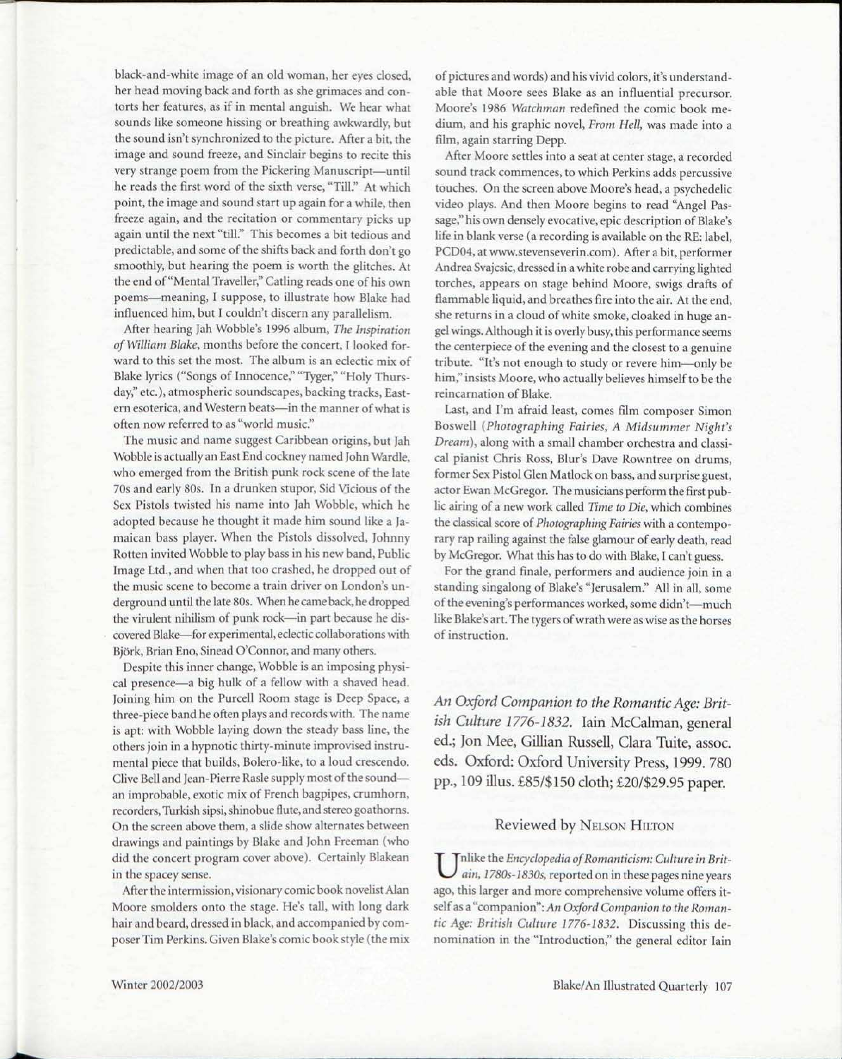black-and-white image of an old woman, her eyes closed, her head moving back and forth as she grimaces and contorts her features, as if in mental anguish. We hear what sounds like someone hissing or breathing awkwardly, but the sound isn't synchronized to the picture. After a bit, the image and sound freeze, and Sinclair begins to recite this very strange poem from the Pickering Manuscript—until he reads the first word of the sixth verse, "Till." At which point, the image and sound start up again for a while, then freeze again, and the recitation or commentary picks up again until the next "till." This becomes a bit tedious and predictable, and some of the shifts back and forth don't go smoothly, but hearing the poem is worth the glitches. At the end of "Mental Traveller," Catling reads one of his own poems—meaning, I suppose, to illustrate how Blake had influenced him, but I couldn't discern any parallelism.

After hearing Jah Wobble's 1996 album, *The Inspiration of William Blake*, months before the concert, I looked forward to this set the most. The album is an eclectic mix of Blake lyrics ("Songs of Innocence," "Tyger," "Holy Thursday," etc.), atmospheric soundscapes, backing tracks, Eastern esoterica, and Western beats—in the manner of what is often now referred to as "world music."

The music and name suggest Caribbean origins, but Jah Wobble is actually an East End cockney named John Wardle, who emerged from the British punk rock scene of the late 70s and early 80s. In a drunken stupor, Sid Vicious of the Sex Pistols twisted his name into Jah Wobble, which he adopted because he thought it made him sound like a Jamaican bass player. When the Pistols dissolved, Johnny Rotten invited Wobble to play bass in his new band, Public Image Ltd., and when that too crashed, he dropped out of the music scene to become a train driver on London's underground until the late 80s. When he came back, he dropped the virulent nihilism of punk rock—in part because he discovered Blake—for experimental, eclectic collaborations with Björk, Brian Eno, Sinead O'Connor, and many others.

Despite this inner change, Wobble is an imposing physical presence—a big hulk of a fellow with a shaved head. Joining him on the Purcell Room stage is Deep Space, a three-piece band he often plays and records with. The name is apt: with Wobble laying down the steady bass line, the others join in a hypnotic thirty-minute improvised instrumental piece that builds, Bolero-like, to a loud crescendo. Clive Bell and Jean-Pierre Rasle supply most of the sound—an improbable, exotic mix of French bagpipes, crumhorn, recorders, Turkish sipsi, shinobue flute, and stereo goathorns. On the screen above them, a slide show alternates between drawings and paintings by Blake and John Freeman (who did the concert program cover above). Certainly Blakean in the spacey sense.

After the intermission, visionary comic book novelist Alan Moore smolders onto the stage. He's tall, with long dark hair and beard, dressed in black, and accompanied by composer Tim Perkins. Given Blake's comic book style (the mix of pictures and words) and his vivid colors, it's understandable that Moore sees Blake as an influential precursor. Moore's 1986 *Watchman* redefined the comic book medium, and his graphic novel, *From Hell*, was made into a film, again starring Depp.

After Moore settles into a seat at center stage, a recorded sound track commences, to which Perkins adds percussive touches. On the screen above Moore's head, a psychedelic video plays. And then Moore begins to read "Angel Passage," his own densely evocative, epic description of Blake's life in blank verse (a recording is available on the RE: label, PCD04, at www.stevenseverin.com). After a bit, performer Andrea Svajcsic, dressed in a white robe and carrying lighted torches, appears on stage behind Moore, swigs drafts of flammable liquid, and breathes fire into the air. At the end, she returns in a cloud of white smoke, cloaked in huge angel wings. Although it is overly busy, this performance seems the centerpiece of the evening and the closest to a genuine tribute. "It's not enough to study or revere him—only be him," insists Moore, who actually believes himself to be the reincarnation of Blake.

Last, and I'm afraid least, comes film composer Simon Boswell (*Photographing Fairies, A Midsummer Night's Dream*), along with a small chamber orchestra and classical pianist Chris Ross, Blur's Dave Rowntree on drums, former Sex Pistol Glen Matlock on bass, and surprise guest, actor Ewan McGregor. The musicians perform the first public airing of a new work called *Time to Die*, which combines the classical score of *Photographing Fairies* with a contemporary rap railing against the false glamour of early death, read by McGregor. What this has to do with Blake, I can't guess.

For the grand finale, performers and audience join in a standing singalong of Blake's "Jerusalem." All in all, some of the evening's performances worked, some didn't—much like Blake's art. The tygers of wrath were as wise as the horses of instruction.

## *An Oxford Companion to the Romantic Age: British Culture 1776-1832.* Iain McCalman, general ed.; Jon Mee, Gillian Russell, Clara Tuite, assoc. eds. Oxford: Oxford University Press, 1999. 780 pp., 109 illus. £85/$150 cloth; £20/$29.95 paper.

### Reviewed by Nelson Hilton

Unlike the *Encyclopedia of Romanticism: Culture in Britain, 1780s-1830s*, reported on in these pages nine years ago, this larger and more comprehensive volume offers itself as a "companion": *An Oxford Companion to the Romantic Age: British Culture 1776-1832*. Discussing this denomination in the "Introduction," the general editor Iain